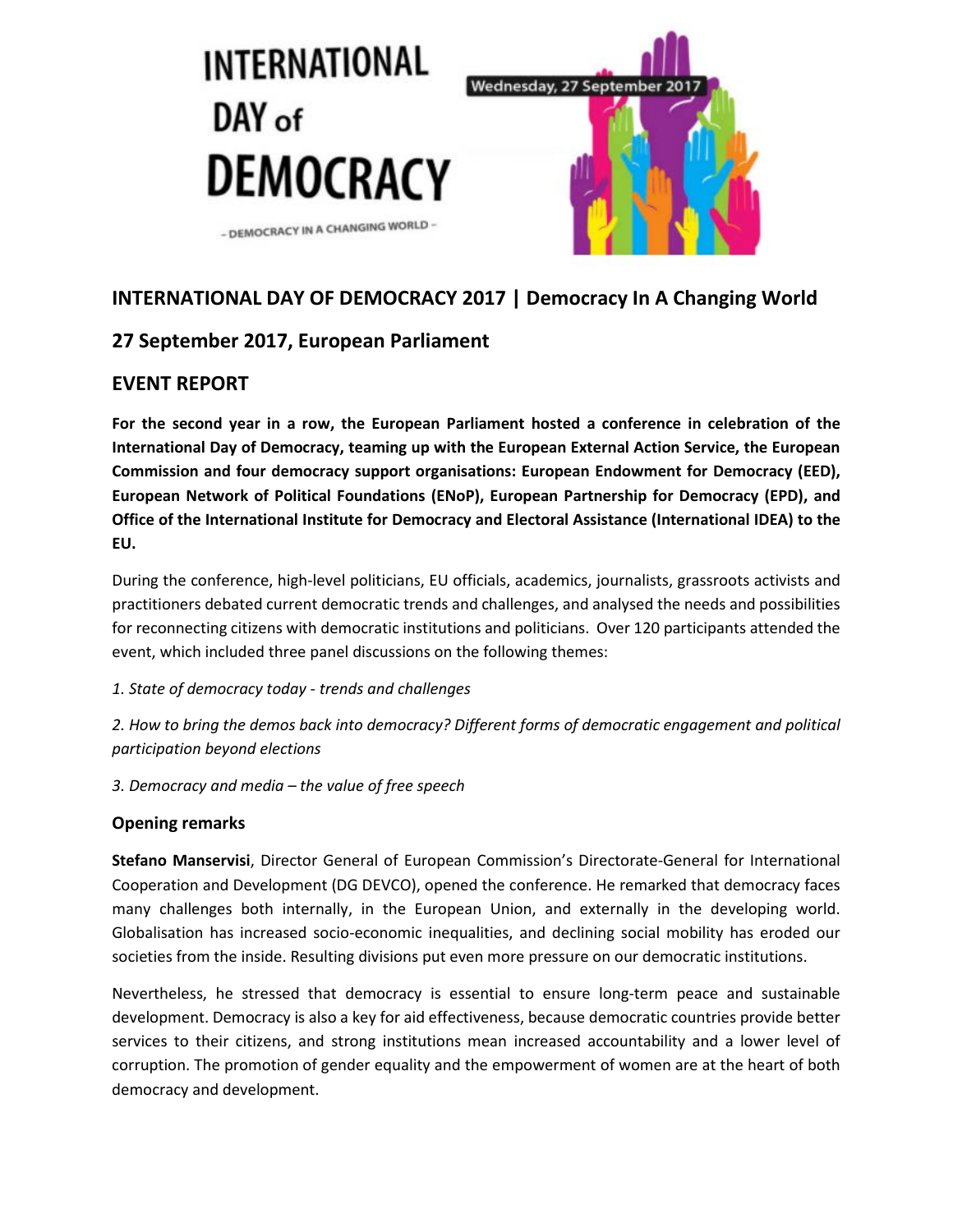INTERNATIONAL DAY of DEMOCRACY

– DEMOCRACY IN A CHANGING WORLD –

Wednesday, 27 September 2017

## INTERNATIONAL DAY OF DEMOCRACY 2017 | Democracy In A Changing World

## 27 September 2017, European Parliament

## EVENT REPORT

**For the second year in a row, the European Parliament hosted a conference in celebration of the International Day of Democracy, teaming up with the European External Action Service, the European Commission and four democracy support organisations: European Endowment for Democracy (EED), European Network of Political Foundations (ENoP), European Partnership for Democracy (EPD), and Office of the International Institute for Democracy and Electoral Assistance (International IDEA) to the EU.**

During the conference, high-level politicians, EU officials, academics, journalists, grassroots activists and practitioners debated current democratic trends and challenges, and analysed the needs and possibilities for reconnecting citizens with democratic institutions and politicians. Over 120 participants attended the event, which included three panel discussions on the following themes:

*1. State of democracy today - trends and challenges*

*2. How to bring the demos back into democracy? Different forms of democratic engagement and political participation beyond elections*

*3. Democracy and media – the value of free speech*

### Opening remarks

**Stefano Manservisi**, Director General of European Commission's Directorate-General for International Cooperation and Development (DG DEVCO), opened the conference. He remarked that democracy faces many challenges both internally, in the European Union, and externally in the developing world. Globalisation has increased socio-economic inequalities, and declining social mobility has eroded our societies from the inside. Resulting divisions put even more pressure on our democratic institutions.

Nevertheless, he stressed that democracy is essential to ensure long-term peace and sustainable development. Democracy is also a key for aid effectiveness, because democratic countries provide better services to their citizens, and strong institutions mean increased accountability and a lower level of corruption. The promotion of gender equality and the empowerment of women are at the heart of both democracy and development.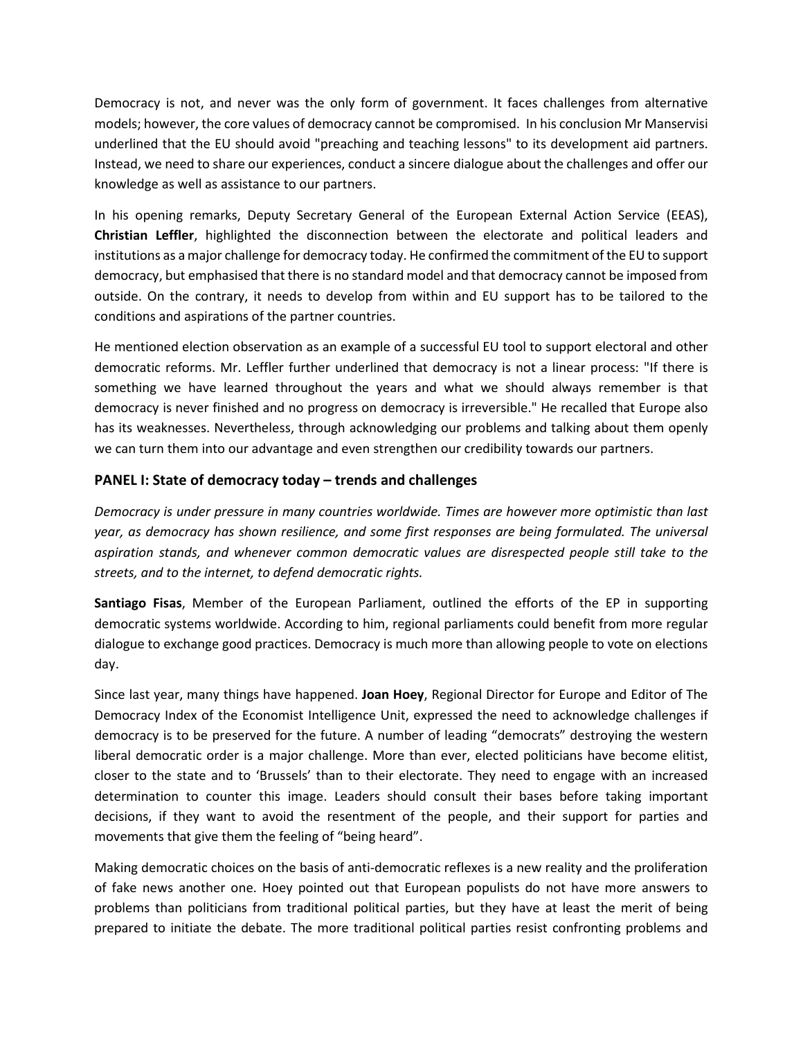Democracy is not, and never was the only form of government. It faces challenges from alternative models; however, the core values of democracy cannot be compromised. In his conclusion Mr Manservisi underlined that the EU should avoid "preaching and teaching lessons" to its development aid partners. Instead, we need to share our experiences, conduct a sincere dialogue about the challenges and offer our knowledge as well as assistance to our partners.

In his opening remarks, Deputy Secretary General of the European External Action Service (EEAS), **Christian Leffler**, highlighted the disconnection between the electorate and political leaders and institutions as a major challenge for democracy today. He confirmed the commitment of the EU to support democracy, but emphasised that there is no standard model and that democracy cannot be imposed from outside. On the contrary, it needs to develop from within and EU support has to be tailored to the conditions and aspirations of the partner countries.

He mentioned election observation as an example of a successful EU tool to support electoral and other democratic reforms. Mr. Leffler further underlined that democracy is not a linear process: "If there is something we have learned throughout the years and what we should always remember is that democracy is never finished and no progress on democracy is irreversible." He recalled that Europe also has its weaknesses. Nevertheless, through acknowledging our problems and talking about them openly we can turn them into our advantage and even strengthen our credibility towards our partners.

## PANEL I: State of democracy today – trends and challenges

*Democracy is under pressure in many countries worldwide. Times are however more optimistic than last year, as democracy has shown resilience, and some first responses are being formulated. The universal aspiration stands, and whenever common democratic values are disrespected people still take to the streets, and to the internet, to defend democratic rights.*

**Santiago Fisas**, Member of the European Parliament, outlined the efforts of the EP in supporting democratic systems worldwide. According to him, regional parliaments could benefit from more regular dialogue to exchange good practices. Democracy is much more than allowing people to vote on elections day.

Since last year, many things have happened. **Joan Hoey**, Regional Director for Europe and Editor of The Democracy Index of the Economist Intelligence Unit, expressed the need to acknowledge challenges if democracy is to be preserved for the future. A number of leading "democrats" destroying the western liberal democratic order is a major challenge. More than ever, elected politicians have become elitist, closer to the state and to 'Brussels' than to their electorate. They need to engage with an increased determination to counter this image. Leaders should consult their bases before taking important decisions, if they want to avoid the resentment of the people, and their support for parties and movements that give them the feeling of "being heard".

Making democratic choices on the basis of anti-democratic reflexes is a new reality and the proliferation of fake news another one. Hoey pointed out that European populists do not have more answers to problems than politicians from traditional political parties, but they have at least the merit of being prepared to initiate the debate. The more traditional political parties resist confronting problems and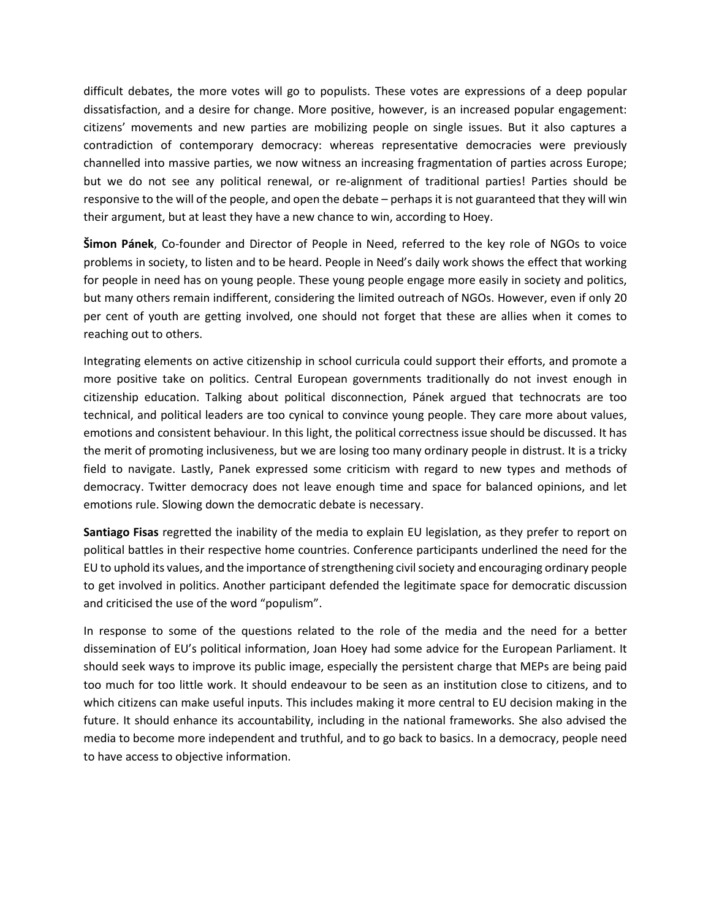difficult debates, the more votes will go to populists. These votes are expressions of a deep popular dissatisfaction, and a desire for change. More positive, however, is an increased popular engagement: citizens' movements and new parties are mobilizing people on single issues. But it also captures a contradiction of contemporary democracy: whereas representative democracies were previously channelled into massive parties, we now witness an increasing fragmentation of parties across Europe; but we do not see any political renewal, or re-alignment of traditional parties! Parties should be responsive to the will of the people, and open the debate – perhaps it is not guaranteed that they will win their argument, but at least they have a new chance to win, according to Hoey.

**Šimon Pánek**, Co-founder and Director of People in Need, referred to the key role of NGOs to voice problems in society, to listen and to be heard. People in Need's daily work shows the effect that working for people in need has on young people. These young people engage more easily in society and politics, but many others remain indifferent, considering the limited outreach of NGOs. However, even if only 20 per cent of youth are getting involved, one should not forget that these are allies when it comes to reaching out to others.

Integrating elements on active citizenship in school curricula could support their efforts, and promote a more positive take on politics. Central European governments traditionally do not invest enough in citizenship education. Talking about political disconnection, Pánek argued that technocrats are too technical, and political leaders are too cynical to convince young people. They care more about values, emotions and consistent behaviour. In this light, the political correctness issue should be discussed. It has the merit of promoting inclusiveness, but we are losing too many ordinary people in distrust. It is a tricky field to navigate. Lastly, Panek expressed some criticism with regard to new types and methods of democracy. Twitter democracy does not leave enough time and space for balanced opinions, and let emotions rule. Slowing down the democratic debate is necessary.

**Santiago Fisas** regretted the inability of the media to explain EU legislation, as they prefer to report on political battles in their respective home countries. Conference participants underlined the need for the EU to uphold its values, and the importance of strengthening civil society and encouraging ordinary people to get involved in politics. Another participant defended the legitimate space for democratic discussion and criticised the use of the word "populism".

In response to some of the questions related to the role of the media and the need for a better dissemination of EU's political information, Joan Hoey had some advice for the European Parliament. It should seek ways to improve its public image, especially the persistent charge that MEPs are being paid too much for too little work. It should endeavour to be seen as an institution close to citizens, and to which citizens can make useful inputs. This includes making it more central to EU decision making in the future. It should enhance its accountability, including in the national frameworks. She also advised the media to become more independent and truthful, and to go back to basics. In a democracy, people need to have access to objective information.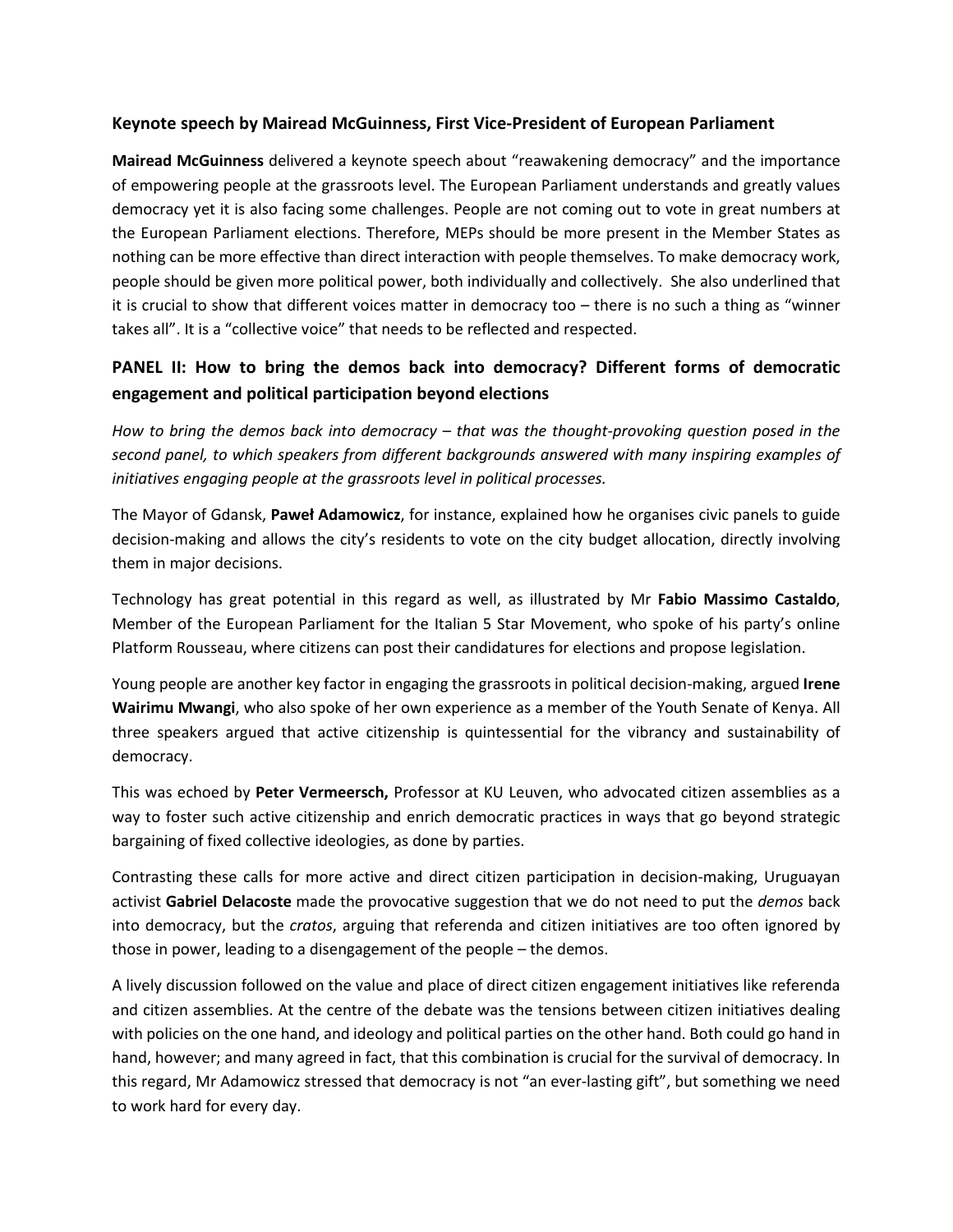### Keynote speech by Mairead McGuinness, First Vice-President of European Parliament

**Mairead McGuinness** delivered a keynote speech about "reawakening democracy" and the importance of empowering people at the grassroots level. The European Parliament understands and greatly values democracy yet it is also facing some challenges. People are not coming out to vote in great numbers at the European Parliament elections. Therefore, MEPs should be more present in the Member States as nothing can be more effective than direct interaction with people themselves. To make democracy work, people should be given more political power, both individually and collectively. She also underlined that it is crucial to show that different voices matter in democracy too – there is no such a thing as "winner takes all". It is a "collective voice" that needs to be reflected and respected.

## PANEL II: How to bring the demos back into democracy? Different forms of democratic engagement and political participation beyond elections

*How to bring the demos back into democracy – that was the thought-provoking question posed in the second panel, to which speakers from different backgrounds answered with many inspiring examples of initiatives engaging people at the grassroots level in political processes.*

The Mayor of Gdansk, **Paweł Adamowicz**, for instance, explained how he organises civic panels to guide decision-making and allows the city's residents to vote on the city budget allocation, directly involving them in major decisions.

Technology has great potential in this regard as well, as illustrated by Mr **Fabio Massimo Castaldo**, Member of the European Parliament for the Italian 5 Star Movement, who spoke of his party's online Platform Rousseau, where citizens can post their candidatures for elections and propose legislation.

Young people are another key factor in engaging the grassroots in political decision-making, argued **Irene Wairimu Mwangi**, who also spoke of her own experience as a member of the Youth Senate of Kenya. All three speakers argued that active citizenship is quintessential for the vibrancy and sustainability of democracy.

This was echoed by **Peter Vermeersch,** Professor at KU Leuven, who advocated citizen assemblies as a way to foster such active citizenship and enrich democratic practices in ways that go beyond strategic bargaining of fixed collective ideologies, as done by parties.

Contrasting these calls for more active and direct citizen participation in decision-making, Uruguayan activist **Gabriel Delacoste** made the provocative suggestion that we do not need to put the *demos* back into democracy, but the *cratos*, arguing that referenda and citizen initiatives are too often ignored by those in power, leading to a disengagement of the people – the demos.

A lively discussion followed on the value and place of direct citizen engagement initiatives like referenda and citizen assemblies. At the centre of the debate was the tensions between citizen initiatives dealing with policies on the one hand, and ideology and political parties on the other hand. Both could go hand in hand, however; and many agreed in fact, that this combination is crucial for the survival of democracy. In this regard, Mr Adamowicz stressed that democracy is not "an ever-lasting gift", but something we need to work hard for every day.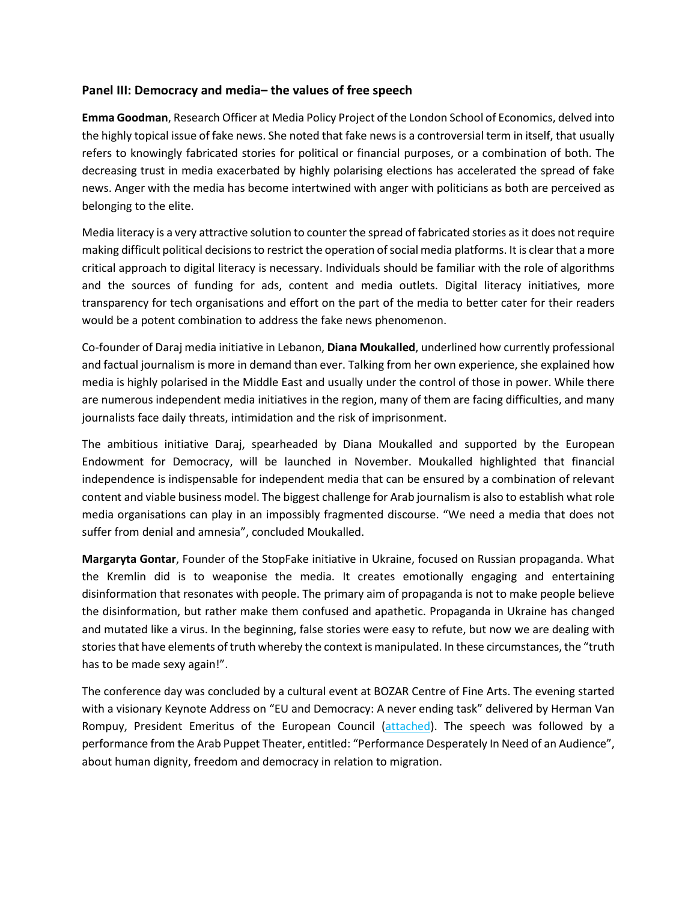### Panel III: Democracy and media– the values of free speech

**Emma Goodman**, Research Officer at Media Policy Project of the London School of Economics, delved into the highly topical issue of fake news. She noted that fake news is a controversial term in itself, that usually refers to knowingly fabricated stories for political or financial purposes, or a combination of both. The decreasing trust in media exacerbated by highly polarising elections has accelerated the spread of fake news. Anger with the media has become intertwined with anger with politicians as both are perceived as belonging to the elite.

Media literacy is a very attractive solution to counter the spread of fabricated stories as it does not require making difficult political decisions to restrict the operation of social media platforms. It is clear that a more critical approach to digital literacy is necessary. Individuals should be familiar with the role of algorithms and the sources of funding for ads, content and media outlets. Digital literacy initiatives, more transparency for tech organisations and effort on the part of the media to better cater for their readers would be a potent combination to address the fake news phenomenon.

Co-founder of Daraj media initiative in Lebanon, **Diana Moukalled**, underlined how currently professional and factual journalism is more in demand than ever. Talking from her own experience, she explained how media is highly polarised in the Middle East and usually under the control of those in power. While there are numerous independent media initiatives in the region, many of them are facing difficulties, and many journalists face daily threats, intimidation and the risk of imprisonment.

The ambitious initiative Daraj, spearheaded by Diana Moukalled and supported by the European Endowment for Democracy, will be launched in November. Moukalled highlighted that financial independence is indispensable for independent media that can be ensured by a combination of relevant content and viable business model. The biggest challenge for Arab journalism is also to establish what role media organisations can play in an impossibly fragmented discourse. "We need a media that does not suffer from denial and amnesia", concluded Moukalled.

**Margaryta Gontar**, Founder of the StopFake initiative in Ukraine, focused on Russian propaganda. What the Kremlin did is to weaponise the media. It creates emotionally engaging and entertaining disinformation that resonates with people. The primary aim of propaganda is not to make people believe the disinformation, but rather make them confused and apathetic. Propaganda in Ukraine has changed and mutated like a virus. In the beginning, false stories were easy to refute, but now we are dealing with stories that have elements of truth whereby the context is manipulated. In these circumstances, the "truth has to be made sexy again!".

The conference day was concluded by a cultural event at BOZAR Centre of Fine Arts. The evening started with a visionary Keynote Address on "EU and Democracy: A never ending task" delivered by Herman Van Rompuy, President Emeritus of the European Council (attached). The speech was followed by a performance from the Arab Puppet Theater, entitled: "Performance Desperately In Need of an Audience", about human dignity, freedom and democracy in relation to migration.